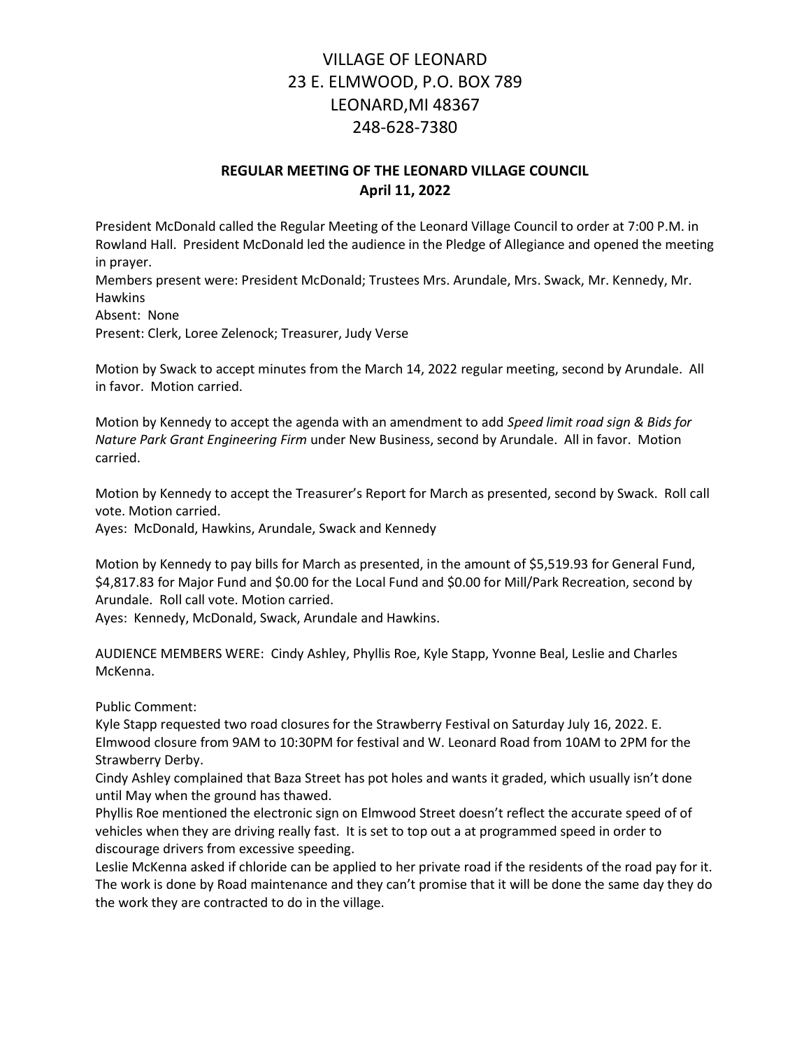# VILLAGE OF LEONARD
# 23 E. ELMWOOD, P.O. BOX 789
# LEONARD,MI 48367
# 248-628-7380

## REGULAR MEETING OF THE LEONARD VILLAGE COUNCIL
## April 11, 2022

President McDonald called the Regular Meeting of the Leonard Village Council to order at 7:00 P.M. in Rowland Hall. President McDonald led the audience in the Pledge of Allegiance and opened the meeting in prayer.

Members present were: President McDonald; Trustees Mrs. Arundale, Mrs. Swack, Mr. Kennedy, Mr. Hawkins

Absent: None

Present: Clerk, Loree Zelenock; Treasurer, Judy Verse

Motion by Swack to accept minutes from the March 14, 2022 regular meeting, second by Arundale. All in favor. Motion carried.

Motion by Kennedy to accept the agenda with an amendment to add *Speed limit road sign & Bids for Nature Park Grant Engineering Firm* under New Business, second by Arundale. All in favor. Motion carried.

Motion by Kennedy to accept the Treasurer's Report for March as presented, second by Swack. Roll call vote. Motion carried.

Ayes: McDonald, Hawkins, Arundale, Swack and Kennedy

Motion by Kennedy to pay bills for March as presented, in the amount of $5,519.93 for General Fund, $4,817.83 for Major Fund and $0.00 for the Local Fund and $0.00 for Mill/Park Recreation, second by Arundale. Roll call vote. Motion carried.

Ayes: Kennedy, McDonald, Swack, Arundale and Hawkins.

AUDIENCE MEMBERS WERE: Cindy Ashley, Phyllis Roe, Kyle Stapp, Yvonne Beal, Leslie and Charles McKenna.

Public Comment:

Kyle Stapp requested two road closures for the Strawberry Festival on Saturday July 16, 2022. E. Elmwood closure from 9AM to 10:30PM for festival and W. Leonard Road from 10AM to 2PM for the Strawberry Derby.

Cindy Ashley complained that Baza Street has pot holes and wants it graded, which usually isn't done until May when the ground has thawed.

Phyllis Roe mentioned the electronic sign on Elmwood Street doesn't reflect the accurate speed of of vehicles when they are driving really fast. It is set to top out a at programmed speed in order to discourage drivers from excessive speeding.

Leslie McKenna asked if chloride can be applied to her private road if the residents of the road pay for it. The work is done by Road maintenance and they can't promise that it will be done the same day they do the work they are contracted to do in the village.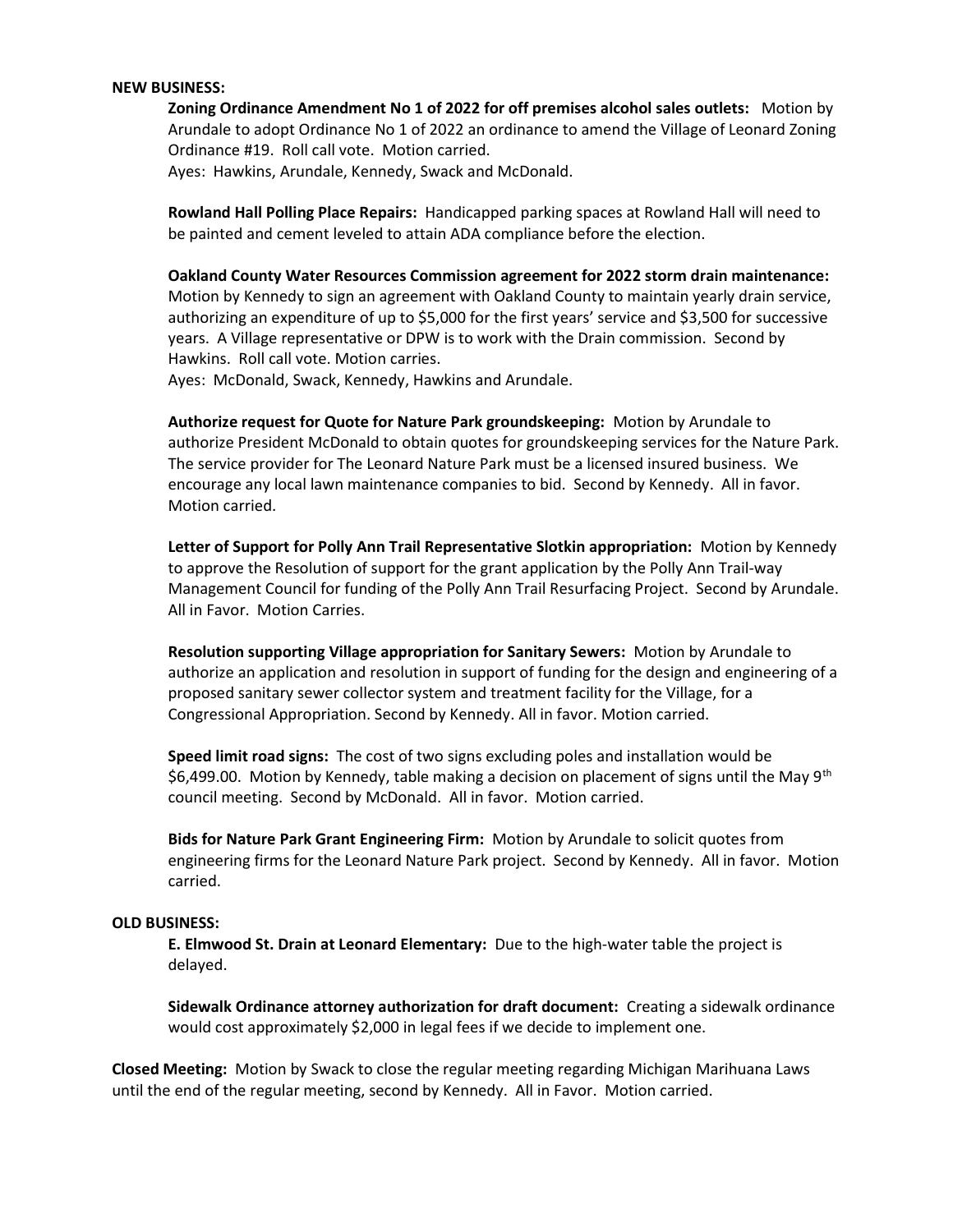**NEW BUSINESS:**

**Zoning Ordinance Amendment No 1 of 2022 for off premises alcohol sales outlets:** Motion by Arundale to adopt Ordinance No 1 of 2022 an ordinance to amend the Village of Leonard Zoning Ordinance #19. Roll call vote. Motion carried.
Ayes: Hawkins, Arundale, Kennedy, Swack and McDonald.

**Rowland Hall Polling Place Repairs:** Handicapped parking spaces at Rowland Hall will need to be painted and cement leveled to attain ADA compliance before the election.

**Oakland County Water Resources Commission agreement for 2022 storm drain maintenance:** Motion by Kennedy to sign an agreement with Oakland County to maintain yearly drain service, authorizing an expenditure of up to $5,000 for the first years' service and $3,500 for successive years. A Village representative or DPW is to work with the Drain commission. Second by Hawkins. Roll call vote. Motion carries.
Ayes: McDonald, Swack, Kennedy, Hawkins and Arundale.

**Authorize request for Quote for Nature Park groundskeeping:** Motion by Arundale to authorize President McDonald to obtain quotes for groundskeeping services for the Nature Park. The service provider for The Leonard Nature Park must be a licensed insured business. We encourage any local lawn maintenance companies to bid. Second by Kennedy. All in favor. Motion carried.

**Letter of Support for Polly Ann Trail Representative Slotkin appropriation:** Motion by Kennedy to approve the Resolution of support for the grant application by the Polly Ann Trail-way Management Council for funding of the Polly Ann Trail Resurfacing Project. Second by Arundale. All in Favor. Motion Carries.

**Resolution supporting Village appropriation for Sanitary Sewers:** Motion by Arundale to authorize an application and resolution in support of funding for the design and engineering of a proposed sanitary sewer collector system and treatment facility for the Village, for a Congressional Appropriation. Second by Kennedy. All in favor. Motion carried.

**Speed limit road signs:** The cost of two signs excluding poles and installation would be $6,499.00. Motion by Kennedy, table making a decision on placement of signs until the May 9th council meeting. Second by McDonald. All in favor. Motion carried.

**Bids for Nature Park Grant Engineering Firm:** Motion by Arundale to solicit quotes from engineering firms for the Leonard Nature Park project. Second by Kennedy. All in favor. Motion carried.

**OLD BUSINESS:**

**E. Elmwood St. Drain at Leonard Elementary:** Due to the high-water table the project is delayed.

**Sidewalk Ordinance attorney authorization for draft document:** Creating a sidewalk ordinance would cost approximately $2,000 in legal fees if we decide to implement one.

**Closed Meeting:** Motion by Swack to close the regular meeting regarding Michigan Marihuana Laws until the end of the regular meeting, second by Kennedy. All in Favor. Motion carried.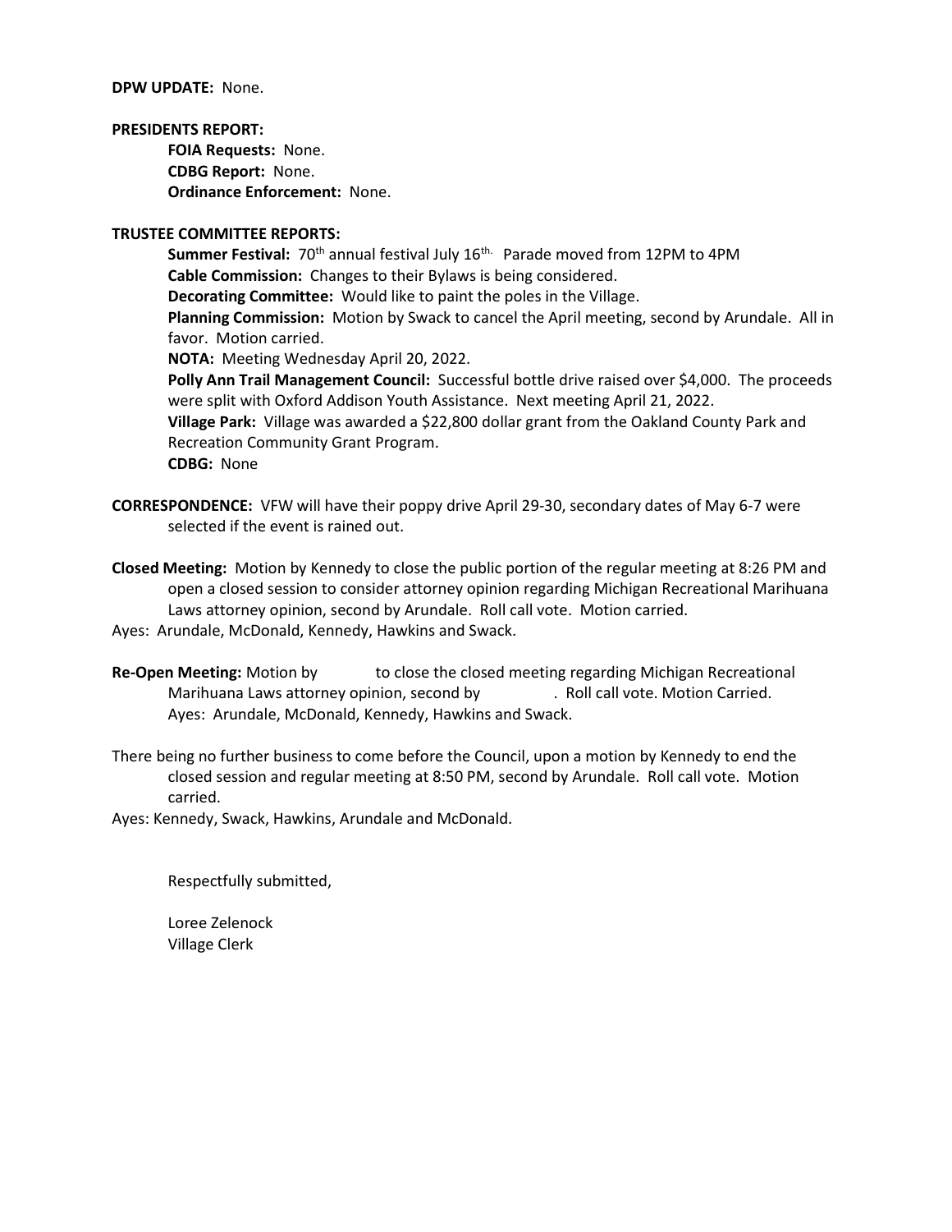**DPW UPDATE:** None.

**PRESIDENTS REPORT:**

**FOIA Requests:** None.
**CDBG Report:** None.
**Ordinance Enforcement:** None.

**TRUSTEE COMMITTEE REPORTS:**

**Summer Festival:** 70th annual festival July 16th. Parade moved from 12PM to 4PM
**Cable Commission:** Changes to their Bylaws is being considered.
**Decorating Committee:** Would like to paint the poles in the Village.
**Planning Commission:** Motion by Swack to cancel the April meeting, second by Arundale. All in favor. Motion carried.
**NOTA:** Meeting Wednesday April 20, 2022.
**Polly Ann Trail Management Council:** Successful bottle drive raised over $4,000. The proceeds were split with Oxford Addison Youth Assistance. Next meeting April 21, 2022.
**Village Park:** Village was awarded a $22,800 dollar grant from the Oakland County Park and Recreation Community Grant Program.
**CDBG:** None

**CORRESPONDENCE:** VFW will have their poppy drive April 29-30, secondary dates of May 6-7 were selected if the event is rained out.

**Closed Meeting:** Motion by Kennedy to close the public portion of the regular meeting at 8:26 PM and open a closed session to consider attorney opinion regarding Michigan Recreational Marihuana Laws attorney opinion, second by Arundale. Roll call vote. Motion carried.
Ayes: Arundale, McDonald, Kennedy, Hawkins and Swack.

**Re-Open Meeting:** Motion by            to close the closed meeting regarding Michigan Recreational Marihuana Laws attorney opinion, second by            . Roll call vote. Motion Carried.
Ayes: Arundale, McDonald, Kennedy, Hawkins and Swack.

There being no further business to come before the Council, upon a motion by Kennedy to end the closed session and regular meeting at 8:50 PM, second by Arundale. Roll call vote. Motion carried.
Ayes: Kennedy, Swack, Hawkins, Arundale and McDonald.

Respectfully submitted,

Loree Zelenock
Village Clerk